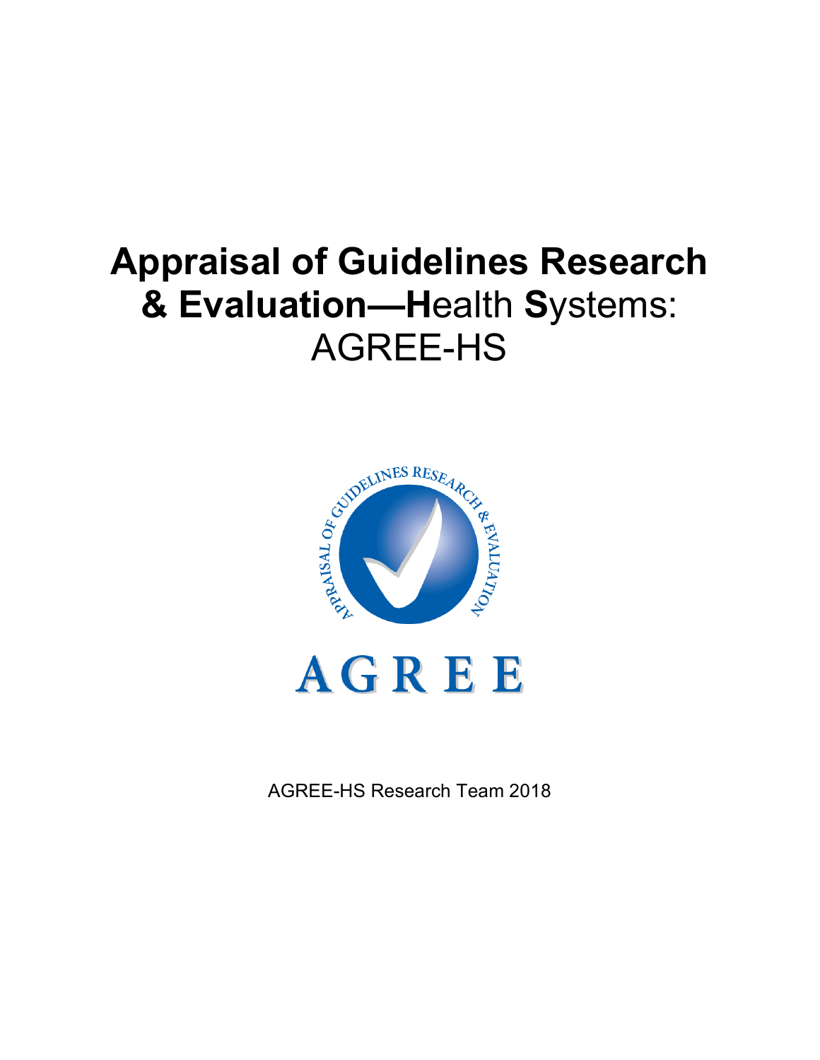# Appraisal of Guidelines Research & Evaluation—Health Systems: AGREE-HS

AGREE-HS Research Team 2018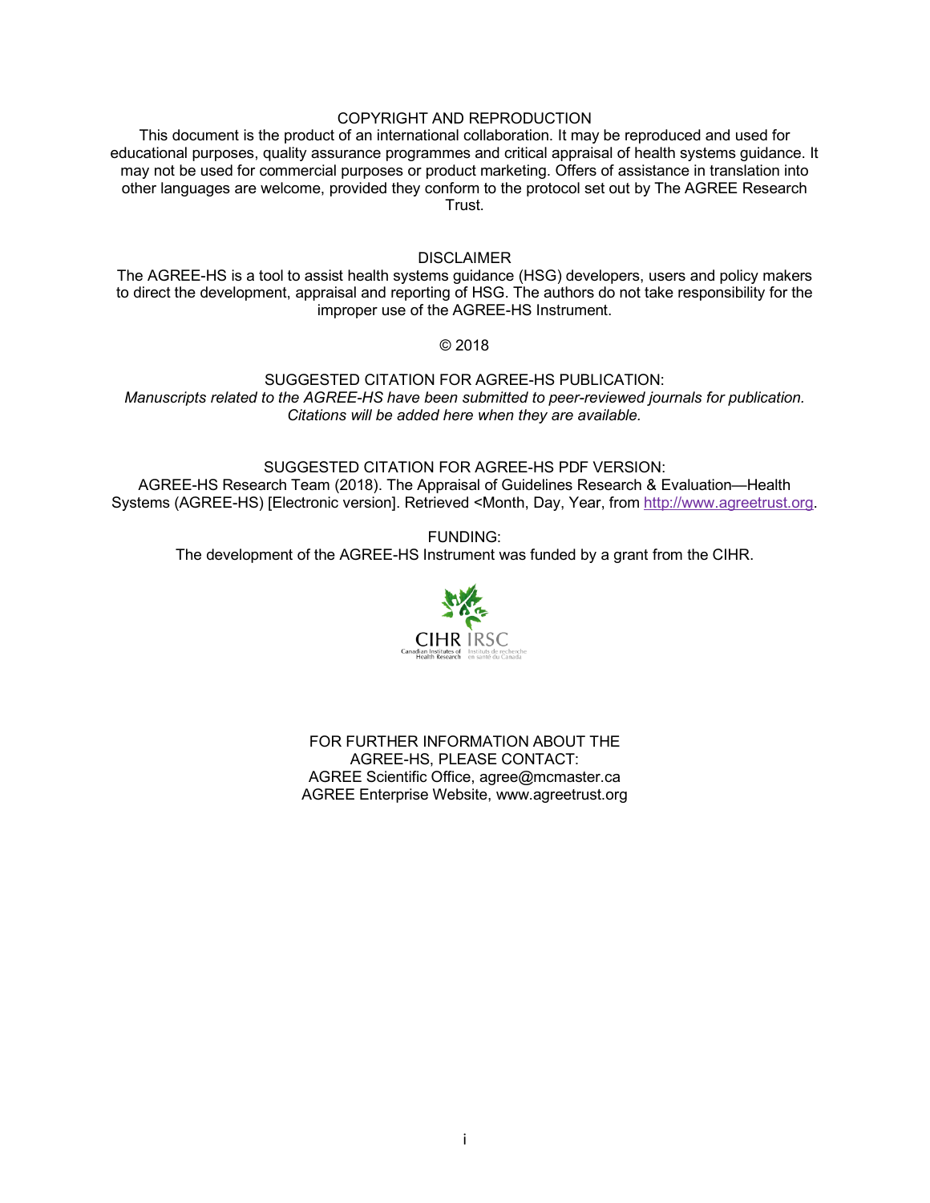COPYRIGHT AND REPRODUCTION

This document is the product of an international collaboration. It may be reproduced and used for educational purposes, quality assurance programmes and critical appraisal of health systems guidance. It may not be used for commercial purposes or product marketing. Offers of assistance in translation into other languages are welcome, provided they conform to the protocol set out by The AGREE Research Trust.

DISCLAIMER

The AGREE-HS is a tool to assist health systems guidance (HSG) developers, users and policy makers to direct the development, appraisal and reporting of HSG. The authors do not take responsibility for the improper use of the AGREE-HS Instrument.

© 2018

SUGGESTED CITATION FOR AGREE-HS PUBLICATION:

*Manuscripts related to the AGREE-HS have been submitted to peer-reviewed journals for publication. Citations will be added here when they are available.*

SUGGESTED CITATION FOR AGREE-HS PDF VERSION:

AGREE-HS Research Team (2018). The Appraisal of Guidelines Research & Evaluation—Health Systems (AGREE-HS) [Electronic version]. Retrieved <Month, Day, Year, from http://www.agreetrust.org.

FUNDING:

The development of the AGREE-HS Instrument was funded by a grant from the CIHR.

CIHR IRSC
Canadian Institutes of Health Research | Instituts de recherche en santé du Canada

FOR FURTHER INFORMATION ABOUT THE AGREE-HS, PLEASE CONTACT:
AGREE Scientific Office, agree@mcmaster.ca
AGREE Enterprise Website, www.agreetrust.org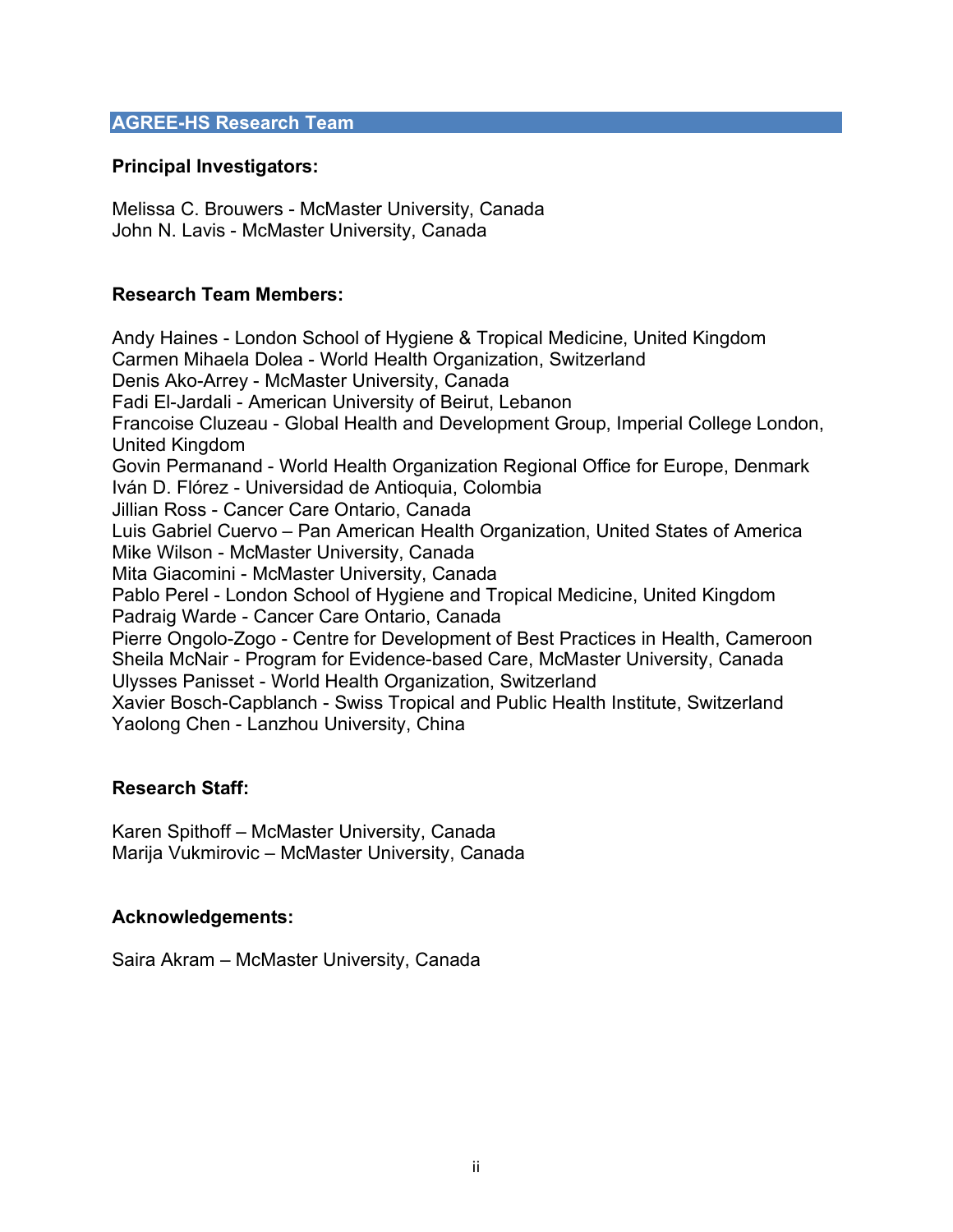## AGREE-HS Research Team

**Principal Investigators:**

Melissa C. Brouwers - McMaster University, Canada
John N. Lavis - McMaster University, Canada

**Research Team Members:**

Andy Haines - London School of Hygiene & Tropical Medicine, United Kingdom
Carmen Mihaela Dolea - World Health Organization, Switzerland
Denis Ako-Arrey - McMaster University, Canada
Fadi El-Jardali - American University of Beirut, Lebanon
Francoise Cluzeau - Global Health and Development Group, Imperial College London, United Kingdom
Govin Permanand - World Health Organization Regional Office for Europe, Denmark
Iván D. Flórez - Universidad de Antioquia, Colombia
Jillian Ross - Cancer Care Ontario, Canada
Luis Gabriel Cuervo – Pan American Health Organization, United States of America
Mike Wilson - McMaster University, Canada
Mita Giacomini - McMaster University, Canada
Pablo Perel - London School of Hygiene and Tropical Medicine, United Kingdom
Padraig Warde - Cancer Care Ontario, Canada
Pierre Ongolo-Zogo - Centre for Development of Best Practices in Health, Cameroon
Sheila McNair - Program for Evidence-based Care, McMaster University, Canada
Ulysses Panisset - World Health Organization, Switzerland
Xavier Bosch-Capblanch - Swiss Tropical and Public Health Institute, Switzerland
Yaolong Chen - Lanzhou University, China

**Research Staff:**

Karen Spithoff – McMaster University, Canada
Marija Vukmirovic – McMaster University, Canada

**Acknowledgements:**

Saira Akram – McMaster University, Canada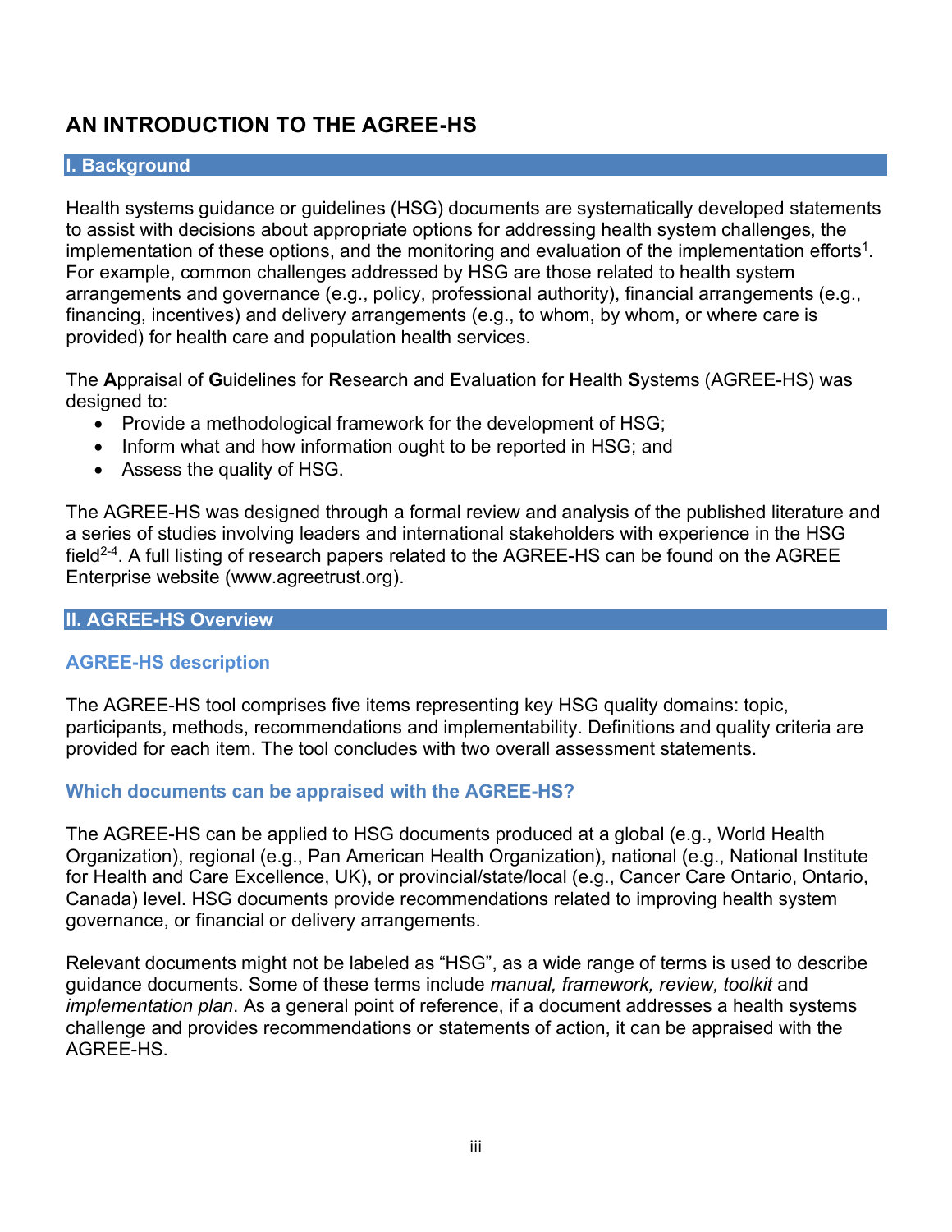# AN INTRODUCTION TO THE AGREE-HS

## I. Background

Health systems guidance or guidelines (HSG) documents are systematically developed statements to assist with decisions about appropriate options for addressing health system challenges, the implementation of these options, and the monitoring and evaluation of the implementation efforts[1]. For example, common challenges addressed by HSG are those related to health system arrangements and governance (e.g., policy, professional authority), financial arrangements (e.g., financing, incentives) and delivery arrangements (e.g., to whom, by whom, or where care is provided) for health care and population health services.

The **A**ppraisal of **G**uidelines for **R**esearch and **E**valuation for **H**ealth **S**ystems (AGREE-HS) was designed to:

- Provide a methodological framework for the development of HSG;
- Inform what and how information ought to be reported in HSG; and
- Assess the quality of HSG.

The AGREE-HS was designed through a formal review and analysis of the published literature and a series of studies involving leaders and international stakeholders with experience in the HSG field[2-4]. A full listing of research papers related to the AGREE-HS can be found on the AGREE Enterprise website (www.agreetrust.org).

## II. AGREE-HS Overview

### AGREE-HS description

The AGREE-HS tool comprises five items representing key HSG quality domains: topic, participants, methods, recommendations and implementability. Definitions and quality criteria are provided for each item. The tool concludes with two overall assessment statements.

### Which documents can be appraised with the AGREE-HS?

The AGREE-HS can be applied to HSG documents produced at a global (e.g., World Health Organization), regional (e.g., Pan American Health Organization), national (e.g., National Institute for Health and Care Excellence, UK), or provincial/state/local (e.g., Cancer Care Ontario, Ontario, Canada) level. HSG documents provide recommendations related to improving health system governance, or financial or delivery arrangements.

Relevant documents might not be labeled as "HSG", as a wide range of terms is used to describe guidance documents. Some of these terms include *manual, framework, review, toolkit* and *implementation plan*. As a general point of reference, if a document addresses a health systems challenge and provides recommendations or statements of action, it can be appraised with the AGREE-HS.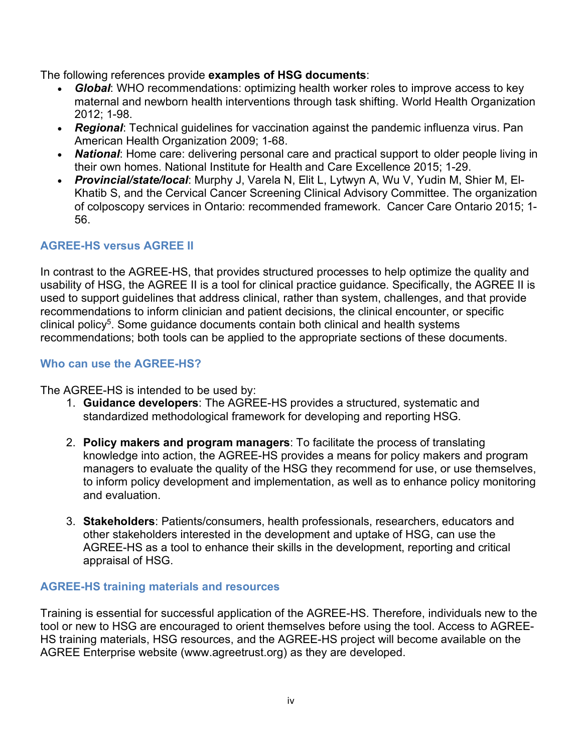The following references provide **examples of HSG documents**:

- ***Global***: WHO recommendations: optimizing health worker roles to improve access to key maternal and newborn health interventions through task shifting. World Health Organization 2012; 1-98.
- ***Regional***: Technical guidelines for vaccination against the pandemic influenza virus. Pan American Health Organization 2009; 1-68.
- ***National***: Home care: delivering personal care and practical support to older people living in their own homes. National Institute for Health and Care Excellence 2015; 1-29.
- ***Provincial/state/local***: Murphy J, Varela N, Elit L, Lytwyn A, Wu V, Yudin M, Shier M, El-Khatib S, and the Cervical Cancer Screening Clinical Advisory Committee. The organization of colposcopy services in Ontario: recommended framework. Cancer Care Ontario 2015; 1-56.

## AGREE-HS versus AGREE II

In contrast to the AGREE-HS, that provides structured processes to help optimize the quality and usability of HSG, the AGREE II is a tool for clinical practice guidance. Specifically, the AGREE II is used to support guidelines that address clinical, rather than system, challenges, and that provide recommendations to inform clinician and patient decisions, the clinical encounter, or specific clinical policy[5]. Some guidance documents contain both clinical and health systems recommendations; both tools can be applied to the appropriate sections of these documents.

## Who can use the AGREE-HS?

The AGREE-HS is intended to be used by:

1. **Guidance developers**: The AGREE-HS provides a structured, systematic and standardized methodological framework for developing and reporting HSG.

2. **Policy makers and program managers**: To facilitate the process of translating knowledge into action, the AGREE-HS provides a means for policy makers and program managers to evaluate the quality of the HSG they recommend for use, or use themselves, to inform policy development and implementation, as well as to enhance policy monitoring and evaluation.

3. **Stakeholders**: Patients/consumers, health professionals, researchers, educators and other stakeholders interested in the development and uptake of HSG, can use the AGREE-HS as a tool to enhance their skills in the development, reporting and critical appraisal of HSG.

## AGREE-HS training materials and resources

Training is essential for successful application of the AGREE-HS. Therefore, individuals new to the tool or new to HSG are encouraged to orient themselves before using the tool. Access to AGREE-HS training materials, HSG resources, and the AGREE-HS project will become available on the AGREE Enterprise website (www.agreetrust.org) as they are developed.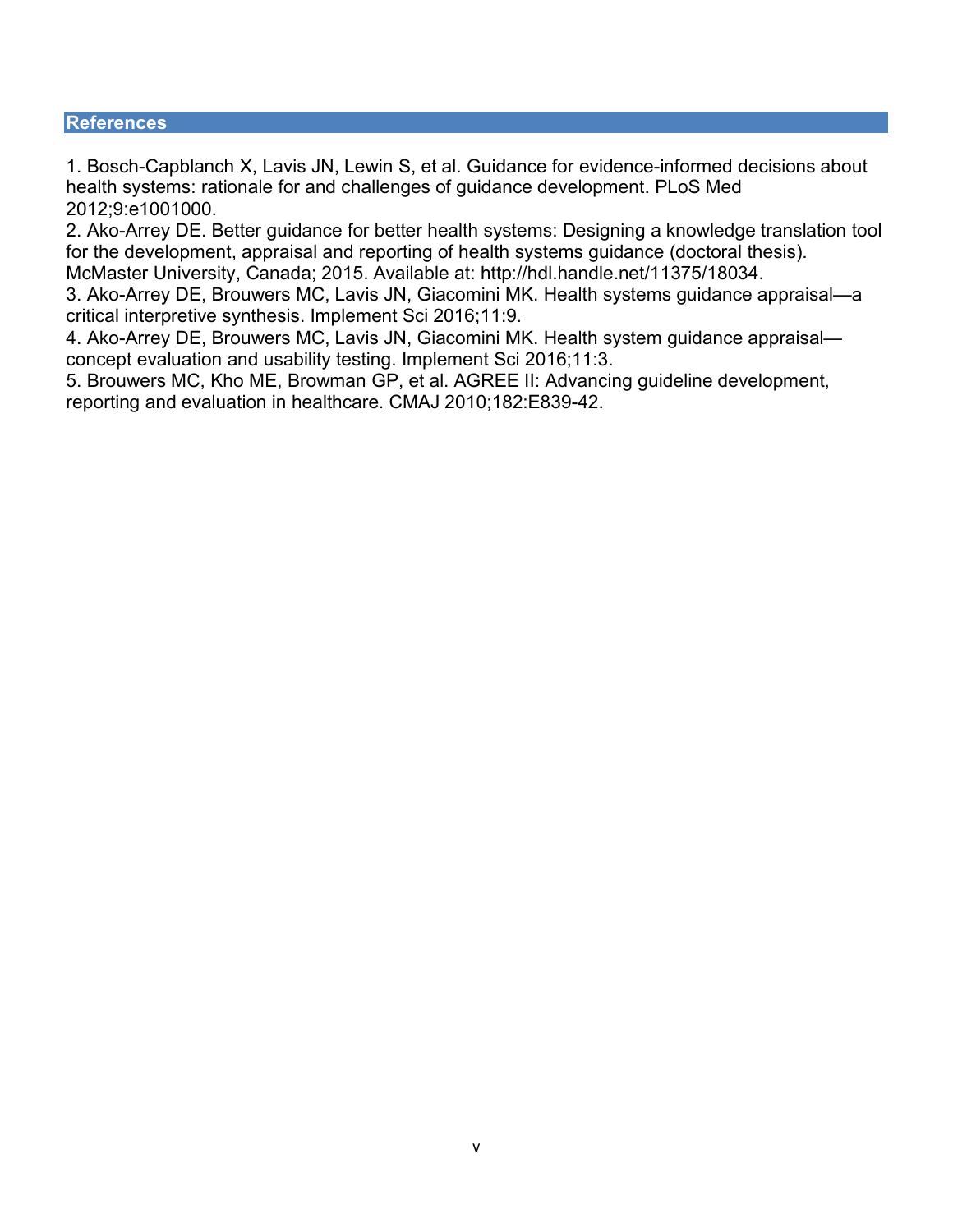## References

1. Bosch-Capblanch X, Lavis JN, Lewin S, et al. Guidance for evidence-informed decisions about health systems: rationale for and challenges of guidance development. PLoS Med 2012;9:e1001000.
2. Ako-Arrey DE. Better guidance for better health systems: Designing a knowledge translation tool for the development, appraisal and reporting of health systems guidance (doctoral thesis). McMaster University, Canada; 2015. Available at: http://hdl.handle.net/11375/18034.
3. Ako-Arrey DE, Brouwers MC, Lavis JN, Giacomini MK. Health systems guidance appraisal—a critical interpretive synthesis. Implement Sci 2016;11:9.
4. Ako-Arrey DE, Brouwers MC, Lavis JN, Giacomini MK. Health system guidance appraisal—concept evaluation and usability testing. Implement Sci 2016;11:3.
5. Brouwers MC, Kho ME, Browman GP, et al. AGREE II: Advancing guideline development, reporting and evaluation in healthcare. CMAJ 2010;182:E839-42.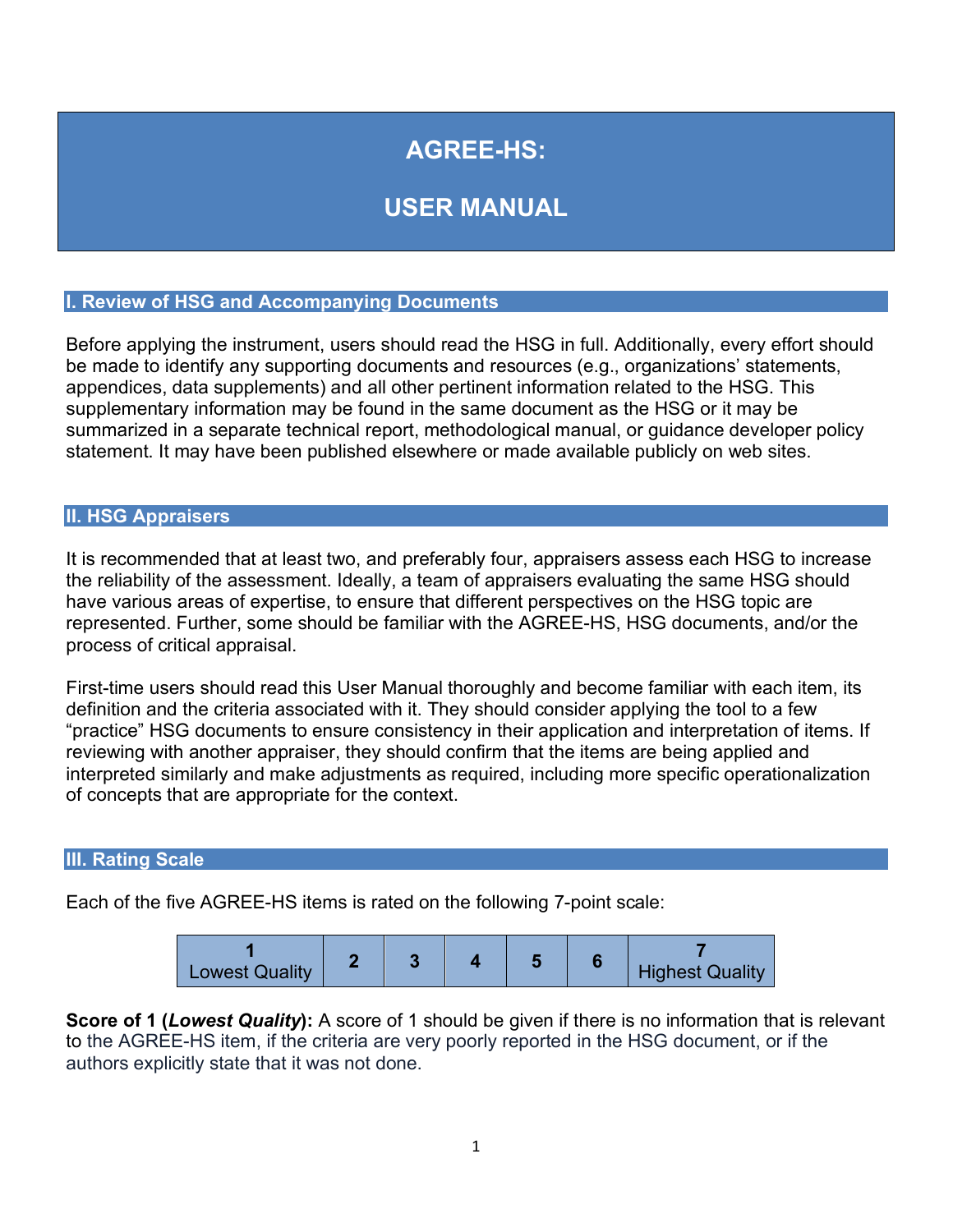# AGREE-HS:

# USER MANUAL

## I. Review of HSG and Accompanying Documents

Before applying the instrument, users should read the HSG in full. Additionally, every effort should be made to identify any supporting documents and resources (e.g., organizations' statements, appendices, data supplements) and all other pertinent information related to the HSG. This supplementary information may be found in the same document as the HSG or it may be summarized in a separate technical report, methodological manual, or guidance developer policy statement. It may have been published elsewhere or made available publicly on web sites.

## II. HSG Appraisers

It is recommended that at least two, and preferably four, appraisers assess each HSG to increase the reliability of the assessment. Ideally, a team of appraisers evaluating the same HSG should have various areas of expertise, to ensure that different perspectives on the HSG topic are represented. Further, some should be familiar with the AGREE-HS, HSG documents, and/or the process of critical appraisal.

First-time users should read this User Manual thoroughly and become familiar with each item, its definition and the criteria associated with it. They should consider applying the tool to a few "practice" HSG documents to ensure consistency in their application and interpretation of items. If reviewing with another appraiser, they should confirm that the items are being applied and interpreted similarly and make adjustments as required, including more specific operationalization of concepts that are appropriate for the context.

## III. Rating Scale

Each of the five AGREE-HS items is rated on the following 7-point scale:

| 1<br>Lowest Quality | 2 | 3 | 4 | 5 | 6 | 7<br>Highest Quality |
|---|---|---|---|---|---|---|

**Score of 1 (*Lowest Quality*):** A score of 1 should be given if there is no information that is relevant to the AGREE-HS item, if the criteria are very poorly reported in the HSG document, or if the authors explicitly state that it was not done.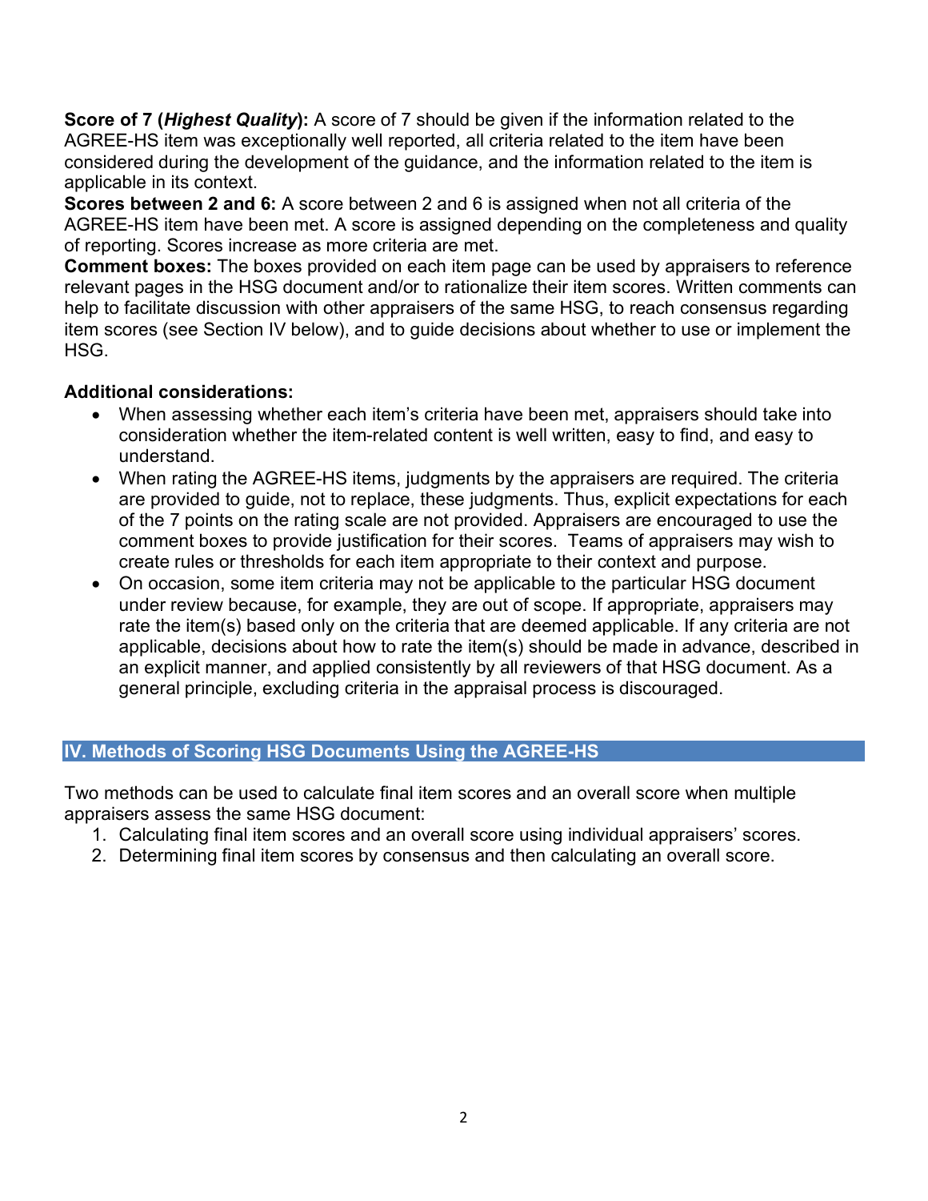**Score of 7 (*Highest Quality*):** A score of 7 should be given if the information related to the AGREE-HS item was exceptionally well reported, all criteria related to the item have been considered during the development of the guidance, and the information related to the item is applicable in its context.

**Scores between 2 and 6:** A score between 2 and 6 is assigned when not all criteria of the AGREE-HS item have been met. A score is assigned depending on the completeness and quality of reporting. Scores increase as more criteria are met.

**Comment boxes:** The boxes provided on each item page can be used by appraisers to reference relevant pages in the HSG document and/or to rationalize their item scores. Written comments can help to facilitate discussion with other appraisers of the same HSG, to reach consensus regarding item scores (see Section IV below), and to guide decisions about whether to use or implement the HSG.

**Additional considerations:**

- When assessing whether each item's criteria have been met, appraisers should take into consideration whether the item-related content is well written, easy to find, and easy to understand.
- When rating the AGREE-HS items, judgments by the appraisers are required. The criteria are provided to guide, not to replace, these judgments. Thus, explicit expectations for each of the 7 points on the rating scale are not provided. Appraisers are encouraged to use the comment boxes to provide justification for their scores. Teams of appraisers may wish to create rules or thresholds for each item appropriate to their context and purpose.
- On occasion, some item criteria may not be applicable to the particular HSG document under review because, for example, they are out of scope. If appropriate, appraisers may rate the item(s) based only on the criteria that are deemed applicable. If any criteria are not applicable, decisions about how to rate the item(s) should be made in advance, described in an explicit manner, and applied consistently by all reviewers of that HSG document. As a general principle, excluding criteria in the appraisal process is discouraged.

## IV. Methods of Scoring HSG Documents Using the AGREE-HS

Two methods can be used to calculate final item scores and an overall score when multiple appraisers assess the same HSG document:

1. Calculating final item scores and an overall score using individual appraisers' scores.
2. Determining final item scores by consensus and then calculating an overall score.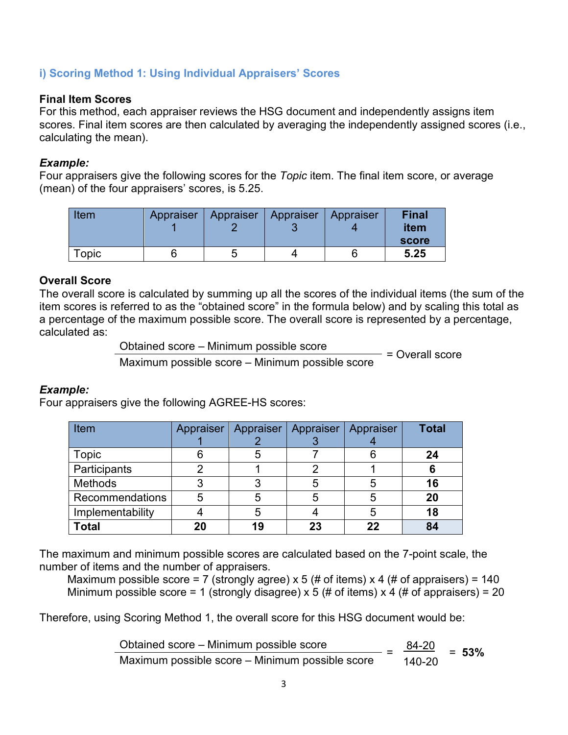### i) Scoring Method 1: Using Individual Appraisers' Scores

**Final Item Scores**

For this method, each appraiser reviews the HSG document and independently assigns item scores. Final item scores are then calculated by averaging the independently assigned scores (i.e., calculating the mean).

***Example:***

Four appraisers give the following scores for the *Topic* item. The final item score, or average (mean) of the four appraisers' scores, is 5.25.

| Item | Appraiser 1 | Appraiser 2 | Appraiser 3 | Appraiser 4 | **Final item score** |
|---|---|---|---|---|---|
| Topic | 6 | 5 | 4 | 6 | **5.25** |

**Overall Score**

The overall score is calculated by summing up all the scores of the individual items (the sum of the item scores is referred to as the "obtained score" in the formula below) and by scaling this total as a percentage of the maximum possible score. The overall score is represented by a percentage, calculated as:

$$\frac{\text{Obtained score} - \text{Minimum possible score}}{\text{Maximum possible score} - \text{Minimum possible score}} = \text{Overall score}$$

***Example:***

Four appraisers give the following AGREE-HS scores:

| Item | Appraiser 1 | Appraiser 2 | Appraiser 3 | Appraiser 4 | **Total** |
|---|---|---|---|---|---|
| Topic | 6 | 5 | 7 | 6 | **24** |
| Participants | 2 | 1 | 2 | 1 | **6** |
| Methods | 3 | 3 | 5 | 5 | **16** |
| Recommendations | 5 | 5 | 5 | 5 | **20** |
| Implementability | 4 | 5 | 4 | 5 | **18** |
| **Total** | **20** | **19** | **23** | **22** | **84** |

The maximum and minimum possible scores are calculated based on the 7-point scale, the number of items and the number of appraisers.

Maximum possible score = 7 (strongly agree) x 5 (# of items) x 4 (# of appraisers) = 140
Minimum possible score = 1 (strongly disagree) x 5 (# of items) x 4 (# of appraisers) = 20

Therefore, using Scoring Method 1, the overall score for this HSG document would be:

$$\frac{\text{Obtained score} - \text{Minimum possible score}}{\text{Maximum possible score} - \text{Minimum possible score}} = \frac{84-20}{140-20} = \mathbf{53\%}$$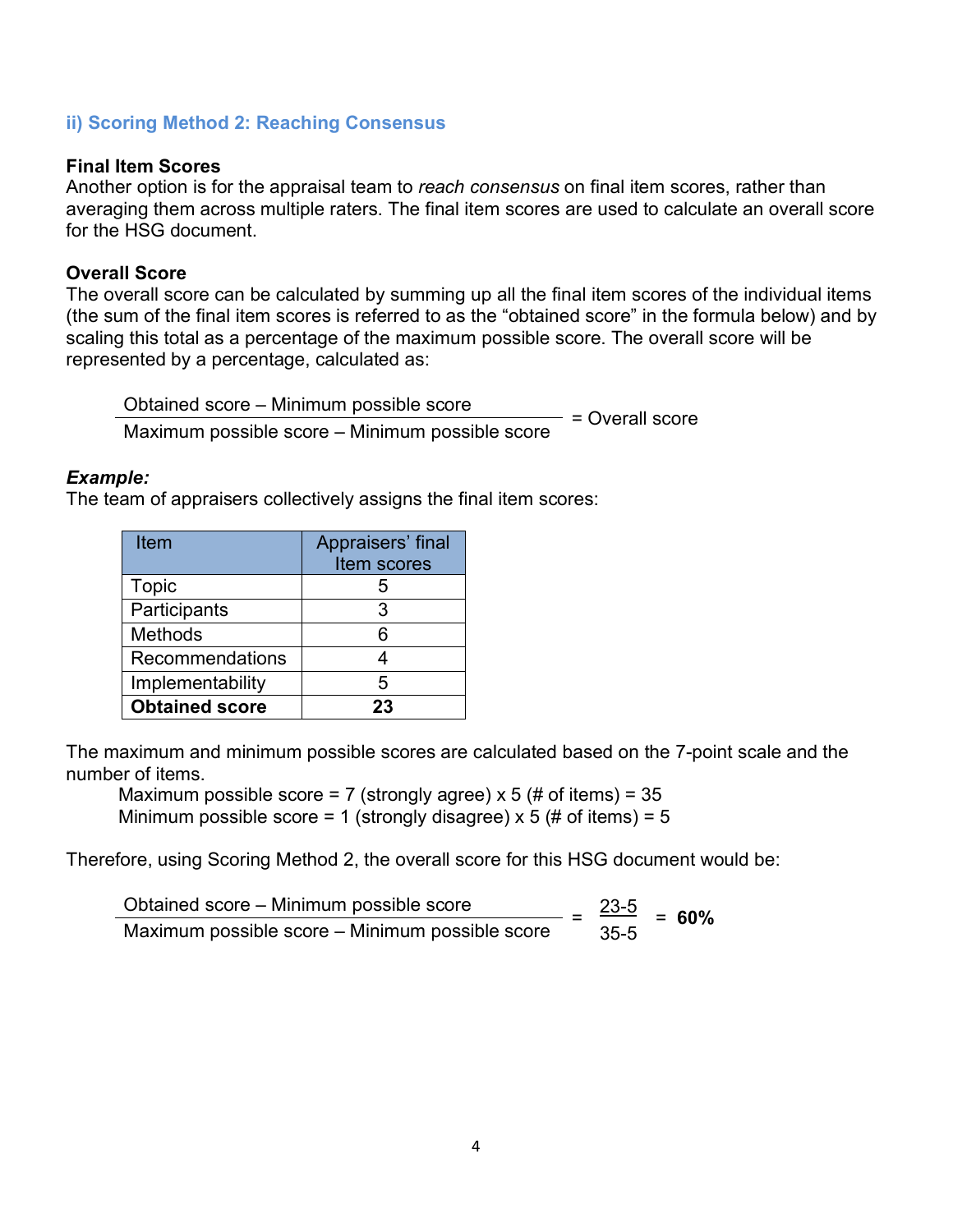### ii) Scoring Method 2: Reaching Consensus

**Final Item Scores**
Another option is for the appraisal team to *reach consensus* on final item scores, rather than averaging them across multiple raters. The final item scores are used to calculate an overall score for the HSG document.

**Overall Score**
The overall score can be calculated by summing up all the final item scores of the individual items (the sum of the final item scores is referred to as the "obtained score" in the formula below) and by scaling this total as a percentage of the maximum possible score. The overall score will be represented by a percentage, calculated as:

$$\frac{\text{Obtained score} - \text{Minimum possible score}}{\text{Maximum possible score} - \text{Minimum possible score}} = \text{Overall score}$$

***Example:***
The team of appraisers collectively assigns the final item scores:

| Item | Appraisers' final Item scores |
|---|---|
| Topic | 5 |
| Participants | 3 |
| Methods | 6 |
| Recommendations | 4 |
| Implementability | 5 |
| **Obtained score** | **23** |

The maximum and minimum possible scores are calculated based on the 7-point scale and the number of items.

Maximum possible score = 7 (strongly agree) x 5 (# of items) = 35
Minimum possible score = 1 (strongly disagree) x 5 (# of items) = 5

Therefore, using Scoring Method 2, the overall score for this HSG document would be:

$$\frac{\text{Obtained score} - \text{Minimum possible score}}{\text{Maximum possible score} - \text{Minimum possible score}} = \frac{23-5}{35-5} = \mathbf{60\%}$$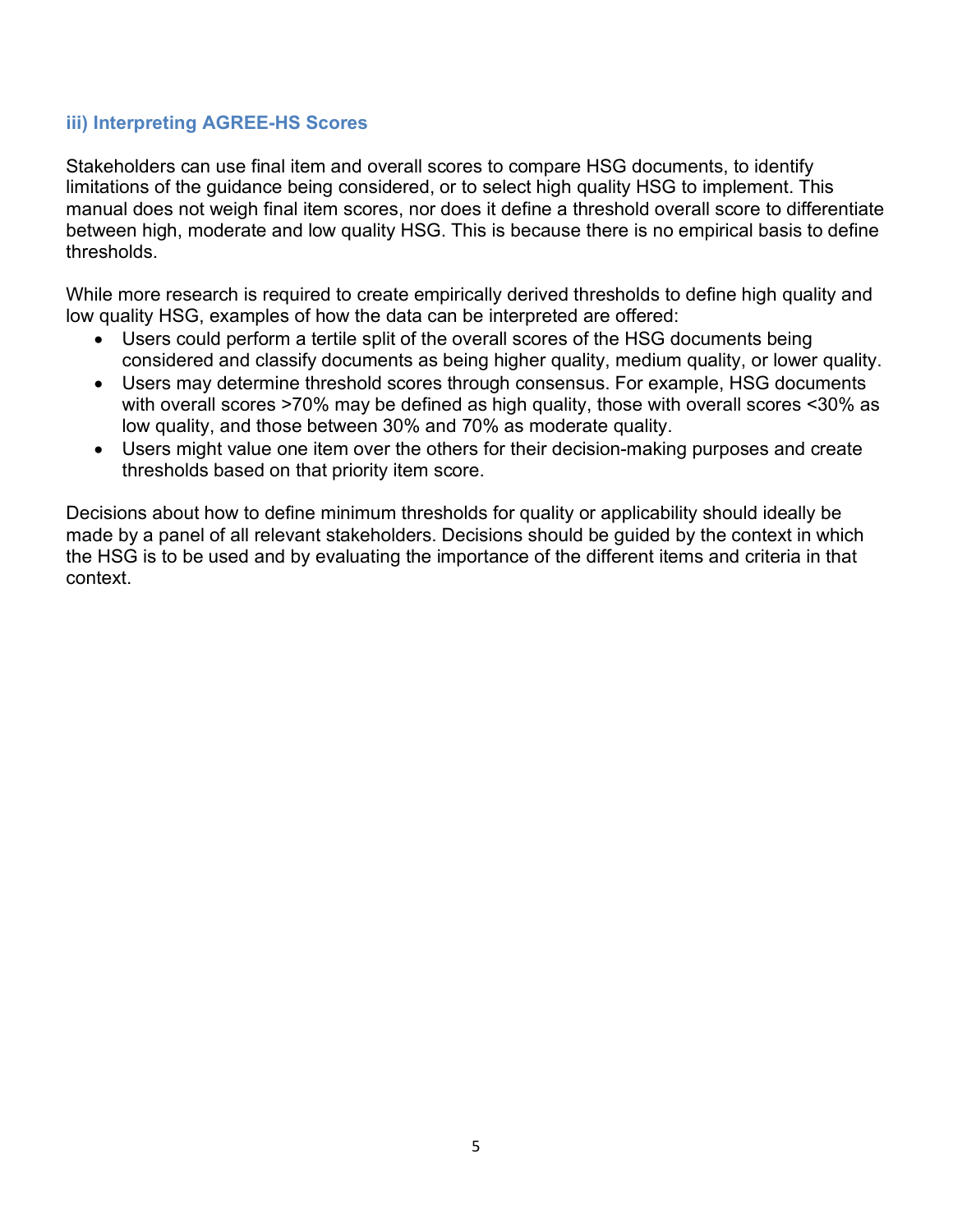### iii) Interpreting AGREE-HS Scores

Stakeholders can use final item and overall scores to compare HSG documents, to identify limitations of the guidance being considered, or to select high quality HSG to implement. This manual does not weigh final item scores, nor does it define a threshold overall score to differentiate between high, moderate and low quality HSG. This is because there is no empirical basis to define thresholds.

While more research is required to create empirically derived thresholds to define high quality and low quality HSG, examples of how the data can be interpreted are offered:

- Users could perform a tertile split of the overall scores of the HSG documents being considered and classify documents as being higher quality, medium quality, or lower quality.
- Users may determine threshold scores through consensus. For example, HSG documents with overall scores >70% may be defined as high quality, those with overall scores <30% as low quality, and those between 30% and 70% as moderate quality.
- Users might value one item over the others for their decision-making purposes and create thresholds based on that priority item score.

Decisions about how to define minimum thresholds for quality or applicability should ideally be made by a panel of all relevant stakeholders. Decisions should be guided by the context in which the HSG is to be used and by evaluating the importance of the different items and criteria in that context.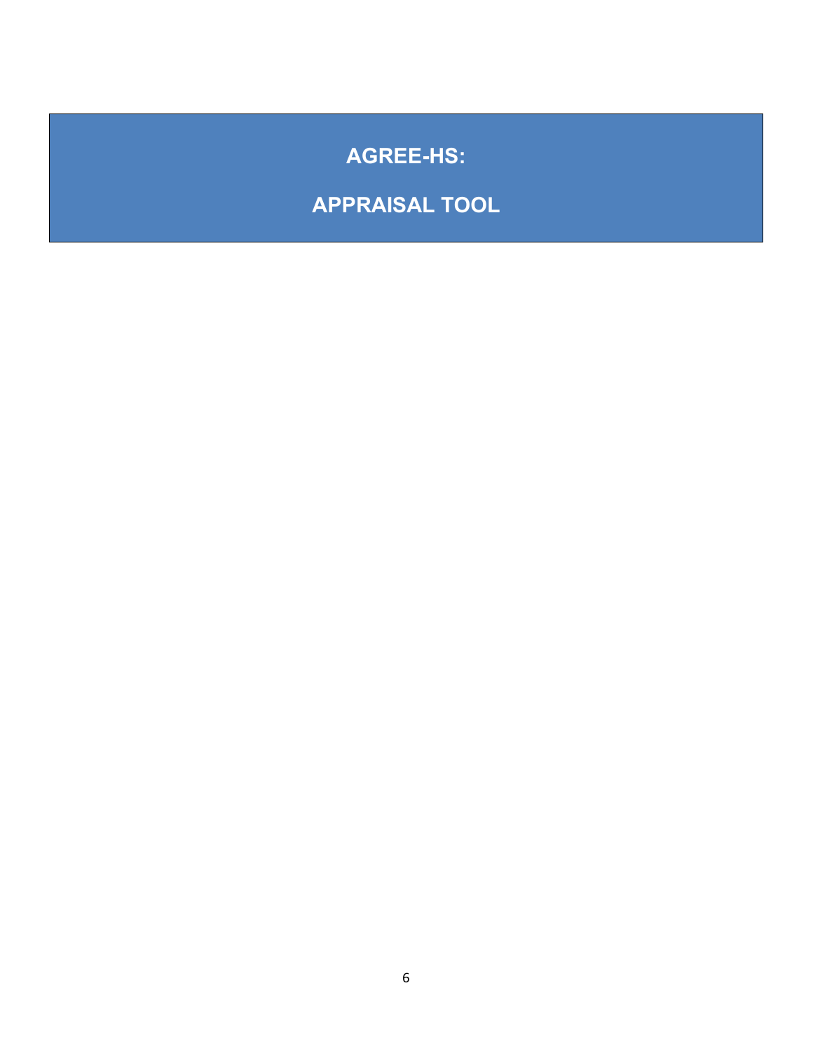# AGREE-HS:

# APPRAISAL TOOL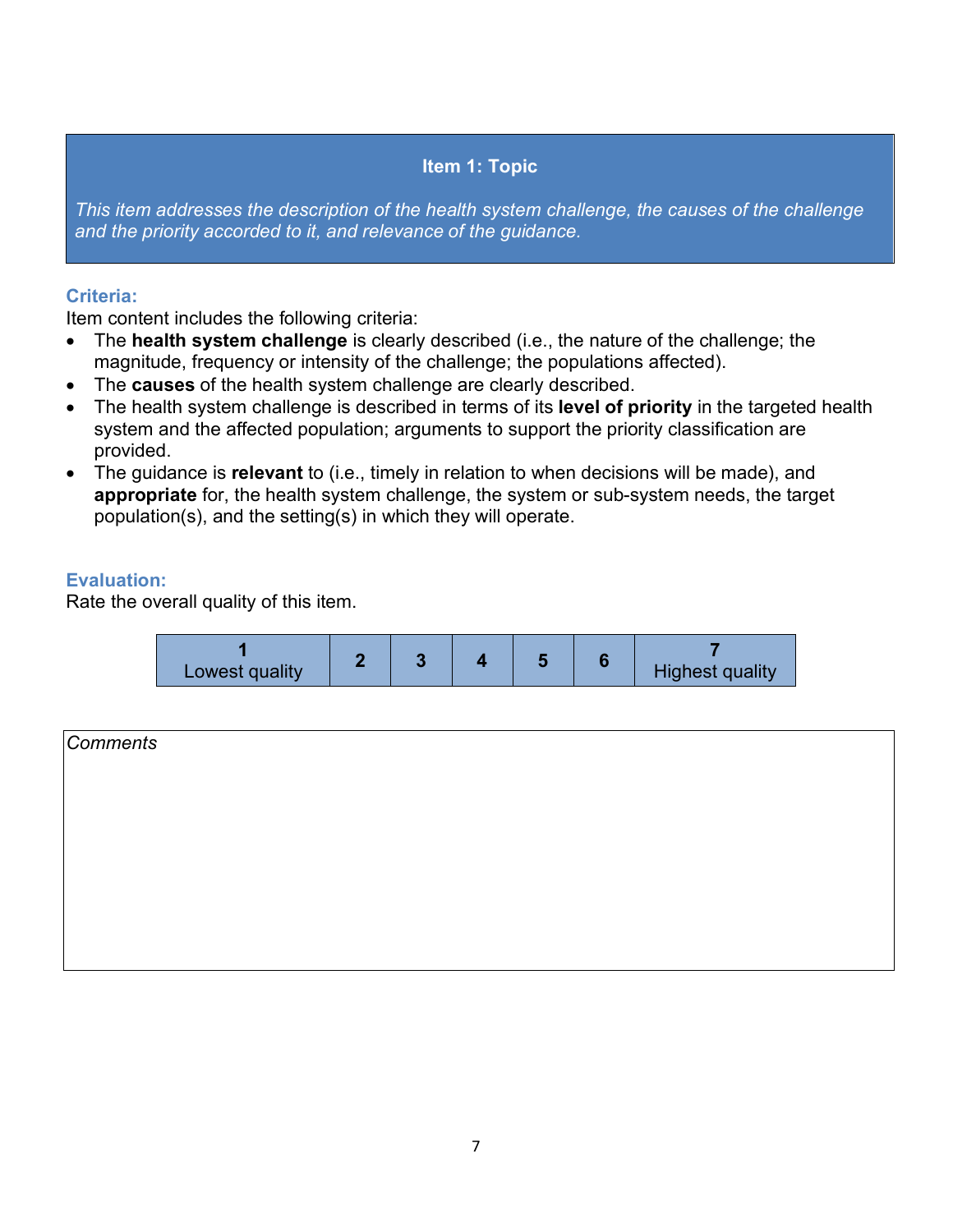## Item 1: Topic

*This item addresses the description of the health system challenge, the causes of the challenge and the priority accorded to it, and relevance of the guidance.*

### Criteria:

Item content includes the following criteria:

- The **health system challenge** is clearly described (i.e., the nature of the challenge; the magnitude, frequency or intensity of the challenge; the populations affected).
- The **causes** of the health system challenge are clearly described.
- The health system challenge is described in terms of its **level of priority** in the targeted health system and the affected population; arguments to support the priority classification are provided.
- The guidance is **relevant** to (i.e., timely in relation to when decisions will be made), and **appropriate** for, the health system challenge, the system or sub-system needs, the target population(s), and the setting(s) in which they will operate.

### Evaluation:

Rate the overall quality of this item.

| 1<br>Lowest quality | 2 | 3 | 4 | 5 | 6 | 7<br>Highest quality |
|---|---|---|---|---|---|---|

| *Comments* |
|---|
| |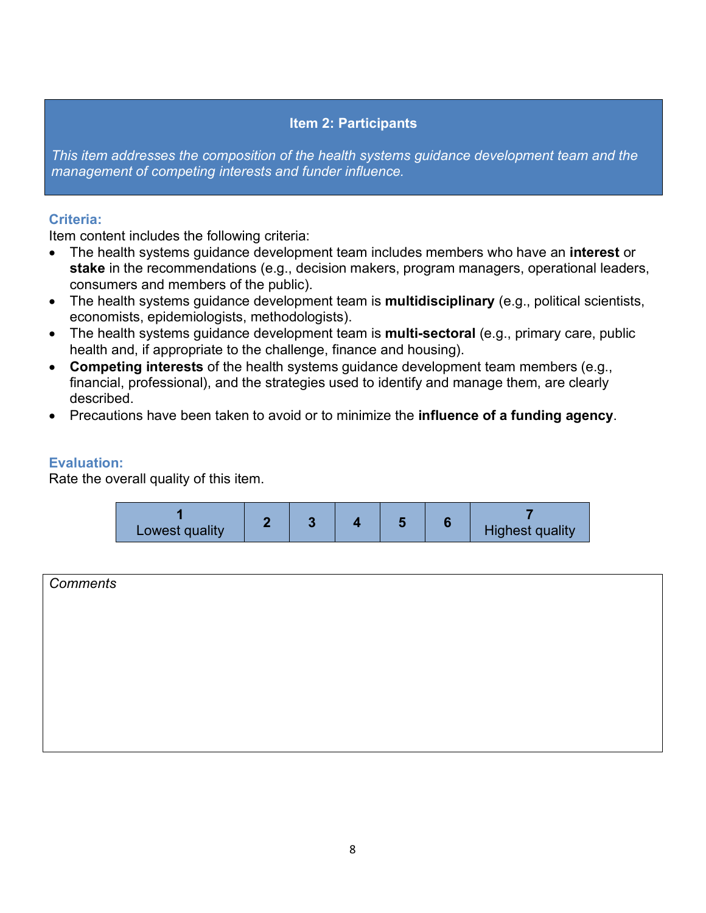## Item 2: Participants

*This item addresses the composition of the health systems guidance development team and the management of competing interests and funder influence.*

### Criteria:

Item content includes the following criteria:

- The health systems guidance development team includes members who have an **interest** or **stake** in the recommendations (e.g., decision makers, program managers, operational leaders, consumers and members of the public).
- The health systems guidance development team is **multidisciplinary** (e.g., political scientists, economists, epidemiologists, methodologists).
- The health systems guidance development team is **multi-sectoral** (e.g., primary care, public health and, if appropriate to the challenge, finance and housing).
- **Competing interests** of the health systems guidance development team members (e.g., financial, professional), and the strategies used to identify and manage them, are clearly described.
- Precautions have been taken to avoid or to minimize the **influence of a funding agency**.

### Evaluation:

Rate the overall quality of this item.

| 1<br>Lowest quality | 2 | 3 | 4 | 5 | 6 | 7<br>Highest quality |
|---|---|---|---|---|---|---|

| *Comments* |
|---|
| |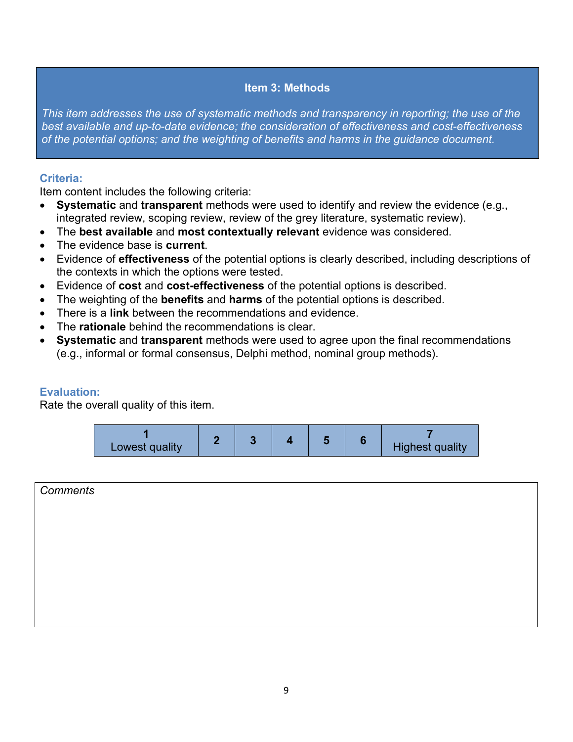## Item 3: Methods

*This item addresses the use of systematic methods and transparency in reporting; the use of the best available and up-to-date evidence; the consideration of effectiveness and cost-effectiveness of the potential options; and the weighting of benefits and harms in the guidance document.*

### Criteria:

Item content includes the following criteria:

- **Systematic** and **transparent** methods were used to identify and review the evidence (e.g., integrated review, scoping review, review of the grey literature, systematic review).
- The **best available** and **most contextually relevant** evidence was considered.
- The evidence base is **current**.
- Evidence of **effectiveness** of the potential options is clearly described, including descriptions of the contexts in which the options were tested.
- Evidence of **cost** and **cost-effectiveness** of the potential options is described.
- The weighting of the **benefits** and **harms** of the potential options is described.
- There is a **link** between the recommendations and evidence.
- The **rationale** behind the recommendations is clear.
- **Systematic** and **transparent** methods were used to agree upon the final recommendations (e.g., informal or formal consensus, Delphi method, nominal group methods).

### Evaluation:

Rate the overall quality of this item.

| 1 Lowest quality | 2 | 3 | 4 | 5 | 6 | 7 Highest quality |
|---|---|---|---|---|---|---|

| *Comments* |
|---|
| |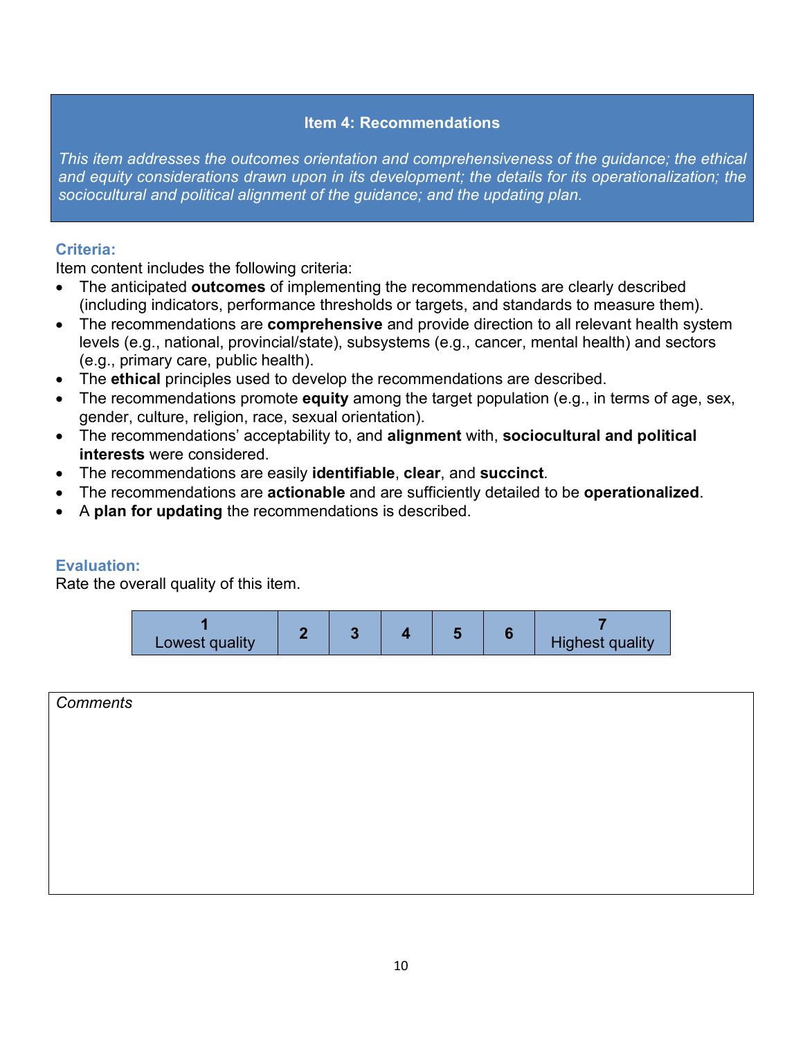## Item 4: Recommendations

*This item addresses the outcomes orientation and comprehensiveness of the guidance; the ethical and equity considerations drawn upon in its development; the details for its operationalization; the sociocultural and political alignment of the guidance; and the updating plan.*

### Criteria:

Item content includes the following criteria:

- The anticipated **outcomes** of implementing the recommendations are clearly described (including indicators, performance thresholds or targets, and standards to measure them).
- The recommendations are **comprehensive** and provide direction to all relevant health system levels (e.g., national, provincial/state), subsystems (e.g., cancer, mental health) and sectors (e.g., primary care, public health).
- The **ethical** principles used to develop the recommendations are described.
- The recommendations promote **equity** among the target population (e.g., in terms of age, sex, gender, culture, religion, race, sexual orientation).
- The recommendations' acceptability to, and **alignment** with, **sociocultural and political interests** were considered.
- The recommendations are easily **identifiable**, **clear**, and **succinct**.
- The recommendations are **actionable** and are sufficiently detailed to be **operationalized**.
- A **plan for updating** the recommendations is described.

### Evaluation:

Rate the overall quality of this item.

| 1 Lowest quality | 2 | 3 | 4 | 5 | 6 | 7 Highest quality |
|---|---|---|---|---|---|---|

| *Comments* |
|---|
| |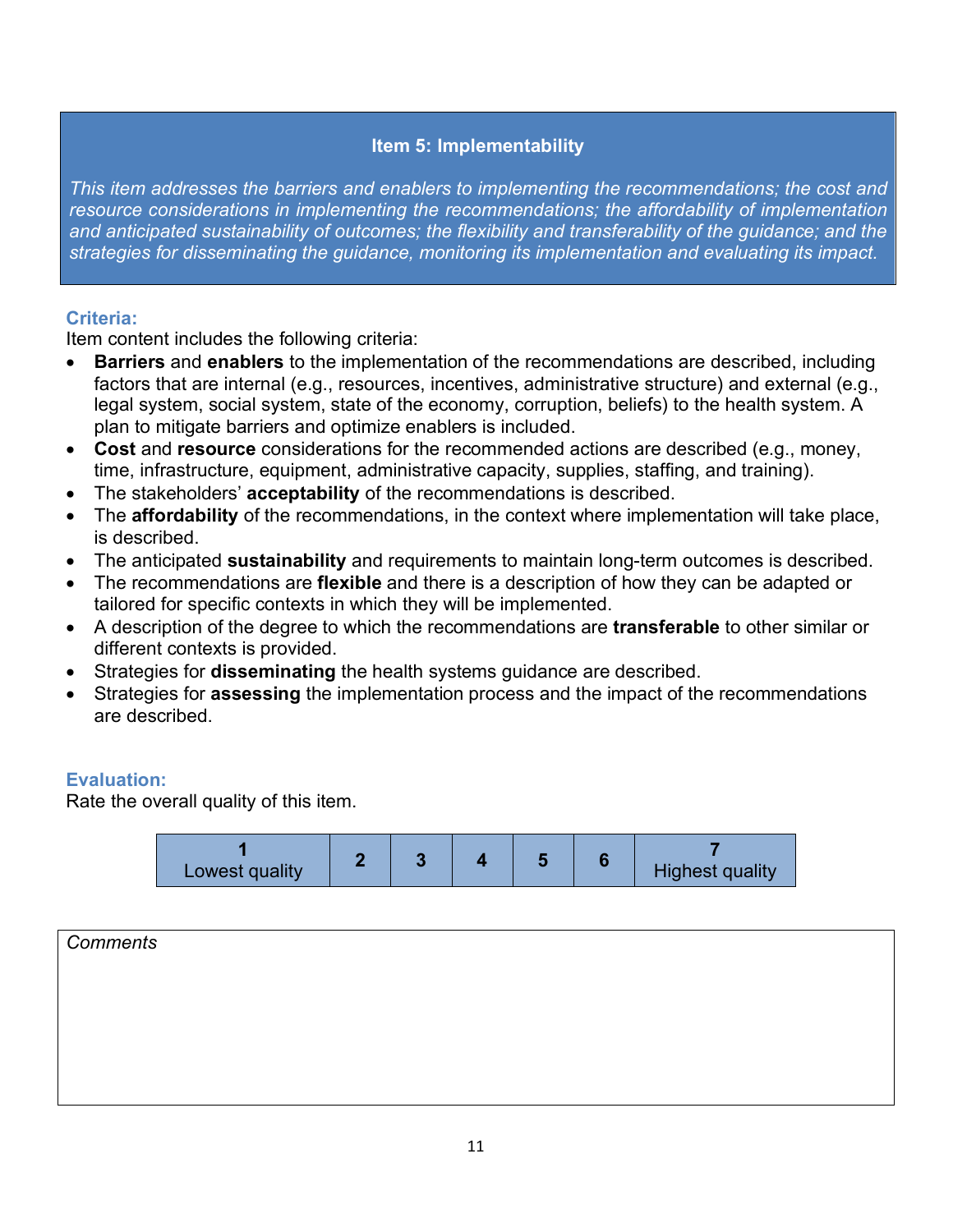## Item 5: Implementability

*This item addresses the barriers and enablers to implementing the recommendations; the cost and resource considerations in implementing the recommendations; the affordability of implementation and anticipated sustainability of outcomes; the flexibility and transferability of the guidance; and the strategies for disseminating the guidance, monitoring its implementation and evaluating its impact.*

### Criteria:

Item content includes the following criteria:

- **Barriers** and **enablers** to the implementation of the recommendations are described, including factors that are internal (e.g., resources, incentives, administrative structure) and external (e.g., legal system, social system, state of the economy, corruption, beliefs) to the health system. A plan to mitigate barriers and optimize enablers is included.
- **Cost** and **resource** considerations for the recommended actions are described (e.g., money, time, infrastructure, equipment, administrative capacity, supplies, staffing, and training).
- The stakeholders' **acceptability** of the recommendations is described.
- The **affordability** of the recommendations, in the context where implementation will take place, is described.
- The anticipated **sustainability** and requirements to maintain long-term outcomes is described.
- The recommendations are **flexible** and there is a description of how they can be adapted or tailored for specific contexts in which they will be implemented.
- A description of the degree to which the recommendations are **transferable** to other similar or different contexts is provided.
- Strategies for **disseminating** the health systems guidance are described.
- Strategies for **assessing** the implementation process and the impact of the recommendations are described.

### Evaluation:

Rate the overall quality of this item.

| 1<br>Lowest quality | 2 | 3 | 4 | 5 | 6 | 7<br>Highest quality |
|---|---|---|---|---|---|---|

| *Comments* |
|---|
| |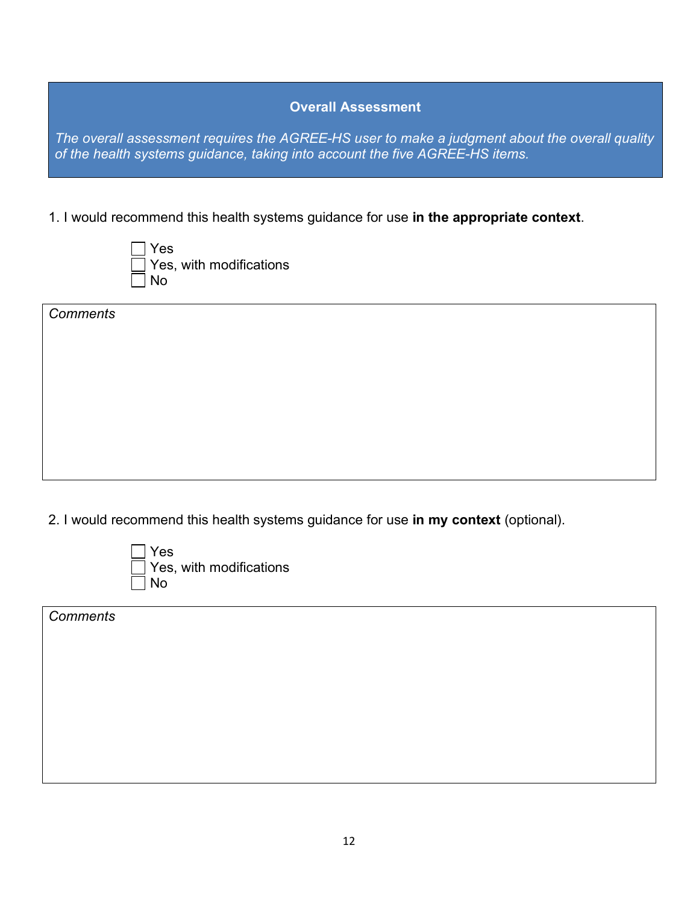## Overall Assessment

*The overall assessment requires the AGREE-HS user to make a judgment about the overall quality of the health systems guidance, taking into account the five AGREE-HS items.*

1. I would recommend this health systems guidance for use **in the appropriate context**.

- ☐ Yes
- ☐ Yes, with modifications
- ☐ No

| *Comments* |
|---|
| |

2. I would recommend this health systems guidance for use **in my context** (optional).

- ☐ Yes
- ☐ Yes, with modifications
- ☐ No

| *Comments* |
|---|
| |